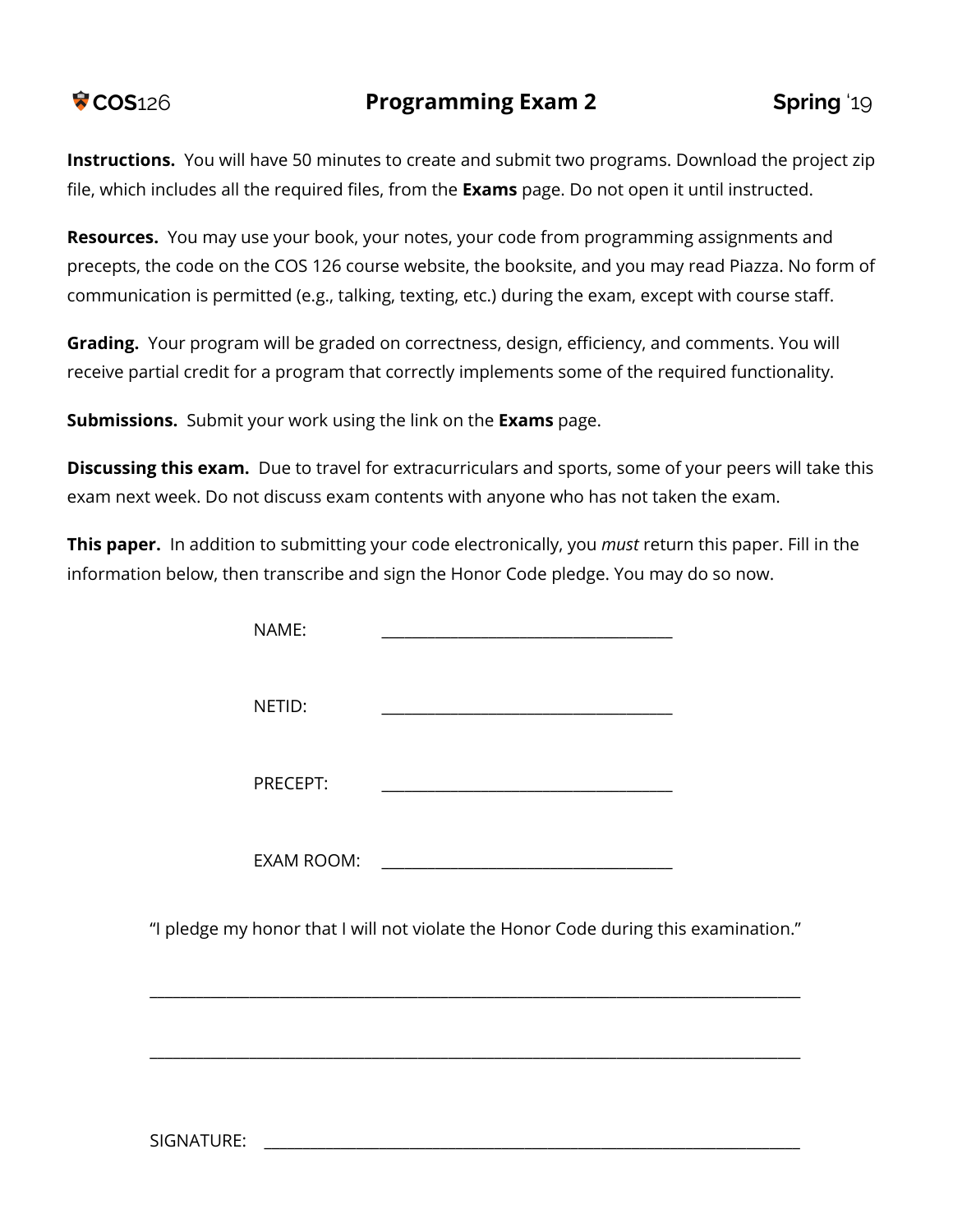**COS**126 **Programming Exam 2** **Spring** '19

**Instructions.** You will have 50 minutes to create and submit two programs. Download the project zip file, which includes all the required files, from the **Exams** page. Do not open it until instructed.

**Resources.** You may use your book, your notes, your code from programming assignments and precepts, the code on the COS 126 course website, the booksite, and you may read Piazza. No form of communication is permitted (e.g., talking, texting, etc.) during the exam, except with course staff.

**Grading.** Your program will be graded on correctness, design, efficiency, and comments. You will receive partial credit for a program that correctly implements some of the required functionality.

**Submissions.** Submit your work using the link on the **Exams** page.

**Discussing this exam.** Due to travel for extracurriculars and sports, some of your peers will take this exam next week. Do not discuss exam contents with anyone who has not taken the exam.

**This paper.** In addition to submitting your code electronically, you *must* return this paper. Fill in the information below, then transcribe and sign the Honor Code pledge. You may do so now.

NAME: ___________________________________

NETID: ___________________________________

PRECEPT: ___________________________________

EXAM ROOM: ___________________________________

"I pledge my honor that I will not violate the Honor Code during this examination."

_______________________________________________________________________________

_______________________________________________________________________________

SIGNATURE: _________________________________________________________________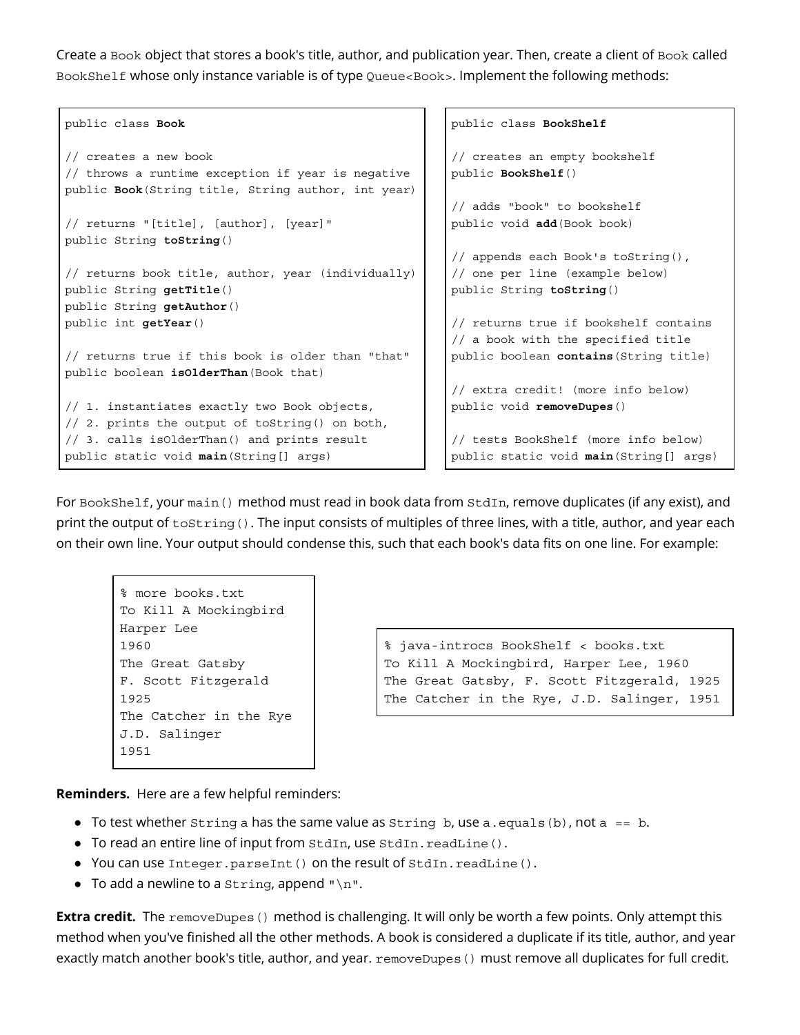Create a `Book` object that stores a book's title, author, and publication year. Then, create a client of `Book` called `BookShelf` whose only instance variable is of type `Queue<Book>`. Implement the following methods:

```
public class Book

// creates a new book
// throws a runtime exception if year is negative
public Book(String title, String author, int year)

// returns "[title], [author], [year]"
public String toString()

// returns book title, author, year (individually)
public String getTitle()
public String getAuthor()
public int getYear()

// returns true if this book is older than "that"
public boolean isOlderThan(Book that)

// 1. instantiates exactly two Book objects,
// 2. prints the output of toString() on both,
// 3. calls isOlderThan() and prints result
public static void main(String[] args)
```

```
public class BookShelf

// creates an empty bookshelf
public BookShelf()

// adds "book" to bookshelf
public void add(Book book)

// appends each Book's toString(),
// one per line (example below)
public String toString()

// returns true if bookshelf contains
// a book with the specified title
public boolean contains(String title)

// extra credit! (more info below)
public void removeDupes()

// tests BookShelf (more info below)
public static void main(String[] args)
```

For `BookShelf`, your `main()` method must read in book data from `StdIn`, remove duplicates (if any exist), and print the output of `toString()`. The input consists of multiples of three lines, with a title, author, and year each on their own line. Your output should condense this, such that each book's data fits on one line. For example:

```
% more books.txt
To Kill A Mockingbird
Harper Lee
1960
The Great Gatsby
F. Scott Fitzgerald
1925
The Catcher in the Rye
J.D. Salinger
1951
```

```
% java-introcs BookShelf < books.txt
To Kill A Mockingbird, Harper Lee, 1960
The Great Gatsby, F. Scott Fitzgerald, 1925
The Catcher in the Rye, J.D. Salinger, 1951
```

**Reminders.** Here are a few helpful reminders:

- To test whether `String a` has the same value as `String b`, use `a.equals(b)`, not `a == b`.
- To read an entire line of input from `StdIn`, use `StdIn.readLine()`.
- You can use `Integer.parseInt()` on the result of `StdIn.readLine()`.
- To add a newline to a `String`, append `"\n"`.

**Extra credit.** The `removeDupes()` method is challenging. It will only be worth a few points. Only attempt this method when you've finished all the other methods. A book is considered a duplicate if its title, author, and year exactly match another book's title, author, and year. `removeDupes()` must remove all duplicates for full credit.